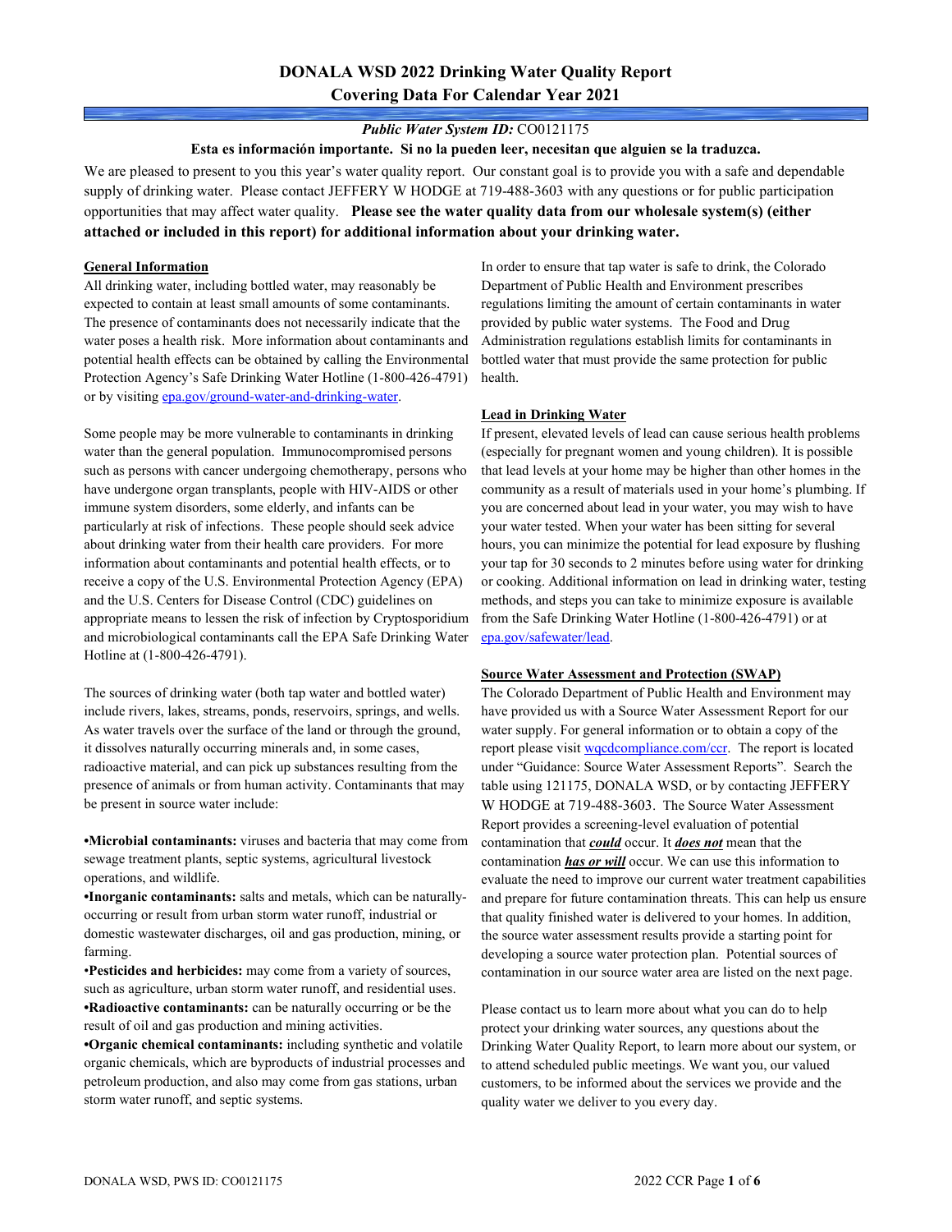# DONALA WSD 2022 Drinking Water Quality Report
## Covering Data For Calendar Year 2021

***Public Water System ID:*** CO0121175

**Esta es información importante. Si no la pueden leer, necesitan que alguien se la traduzca.**

We are pleased to present to you this year's water quality report. Our constant goal is to provide you with a safe and dependable supply of drinking water. Please contact JEFFERY W HODGE at 719-488-3603 with any questions or for public participation opportunities that may affect water quality. **Please see the water quality data from our wholesale system(s) (either attached or included in this report) for additional information about your drinking water.**

### General Information

All drinking water, including bottled water, may reasonably be expected to contain at least small amounts of some contaminants. The presence of contaminants does not necessarily indicate that the water poses a health risk. More information about contaminants and potential health effects can be obtained by calling the Environmental Protection Agency's Safe Drinking Water Hotline (1-800-426-4791) or by visiting epa.gov/ground-water-and-drinking-water.

Some people may be more vulnerable to contaminants in drinking water than the general population. Immunocompromised persons such as persons with cancer undergoing chemotherapy, persons who have undergone organ transplants, people with HIV-AIDS or other immune system disorders, some elderly, and infants can be particularly at risk of infections. These people should seek advice about drinking water from their health care providers. For more information about contaminants and potential health effects, or to receive a copy of the U.S. Environmental Protection Agency (EPA) and the U.S. Centers for Disease Control (CDC) guidelines on appropriate means to lessen the risk of infection by Cryptosporidium and microbiological contaminants call the EPA Safe Drinking Water Hotline at (1-800-426-4791).

The sources of drinking water (both tap water and bottled water) include rivers, lakes, streams, ponds, reservoirs, springs, and wells. As water travels over the surface of the land or through the ground, it dissolves naturally occurring minerals and, in some cases, radioactive material, and can pick up substances resulting from the presence of animals or from human activity. Contaminants that may be present in source water include:

- **Microbial contaminants:** viruses and bacteria that may come from sewage treatment plants, septic systems, agricultural livestock operations, and wildlife.
- **Inorganic contaminants:** salts and metals, which can be naturally-occurring or result from urban storm water runoff, industrial or domestic wastewater discharges, oil and gas production, mining, or farming.
- **Pesticides and herbicides:** may come from a variety of sources, such as agriculture, urban storm water runoff, and residential uses.
- **Radioactive contaminants:** can be naturally occurring or be the result of oil and gas production and mining activities.
- **Organic chemical contaminants:** including synthetic and volatile organic chemicals, which are byproducts of industrial processes and petroleum production, and also may come from gas stations, urban storm water runoff, and septic systems.

In order to ensure that tap water is safe to drink, the Colorado Department of Public Health and Environment prescribes regulations limiting the amount of certain contaminants in water provided by public water systems. The Food and Drug Administration regulations establish limits for contaminants in bottled water that must provide the same protection for public health.

### Lead in Drinking Water

If present, elevated levels of lead can cause serious health problems (especially for pregnant women and young children). It is possible that lead levels at your home may be higher than other homes in the community as a result of materials used in your home's plumbing. If you are concerned about lead in your water, you may wish to have your water tested. When your water has been sitting for several hours, you can minimize the potential for lead exposure by flushing your tap for 30 seconds to 2 minutes before using water for drinking or cooking. Additional information on lead in drinking water, testing methods, and steps you can take to minimize exposure is available from the Safe Drinking Water Hotline (1-800-426-4791) or at epa.gov/safewater/lead.

### Source Water Assessment and Protection (SWAP)

The Colorado Department of Public Health and Environment may have provided us with a Source Water Assessment Report for our water supply. For general information or to obtain a copy of the report please visit wqcdcompliance.com/ccr. The report is located under "Guidance: Source Water Assessment Reports". Search the table using 121175, DONALA WSD, or by contacting JEFFERY W HODGE at 719-488-3603. The Source Water Assessment Report provides a screening-level evaluation of potential contamination that ***could*** occur. It ***does not*** mean that the contamination ***has or will*** occur. We can use this information to evaluate the need to improve our current water treatment capabilities and prepare for future contamination threats. This can help us ensure that quality finished water is delivered to your homes. In addition, the source water assessment results provide a starting point for developing a source water protection plan. Potential sources of contamination in our source water area are listed on the next page.

Please contact us to learn more about what you can do to help protect your drinking water sources, any questions about the Drinking Water Quality Report, to learn more about our system, or to attend scheduled public meetings. We want you, our valued customers, to be informed about the services we provide and the quality water we deliver to you every day.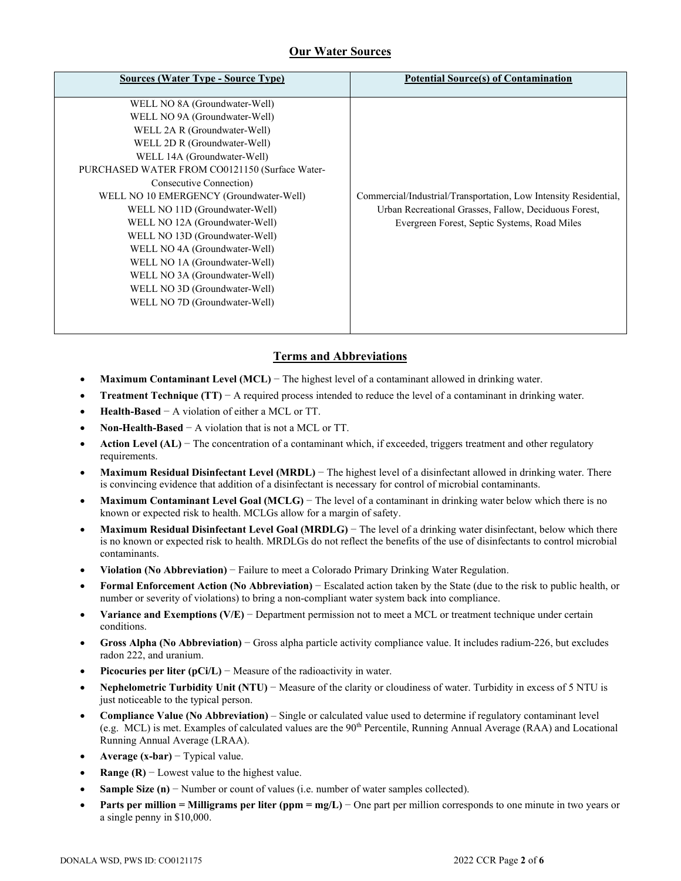## Our Water Sources

| Sources (Water Type - Source Type) | Potential Source(s) of Contamination |
|---|---|
| WELL NO 8A (Groundwater-Well)<br>WELL NO 9A (Groundwater-Well)<br>WELL 2A R (Groundwater-Well)<br>WELL 2D R (Groundwater-Well)<br>WELL 14A (Groundwater-Well)<br>PURCHASED WATER FROM CO0121150 (Surface Water-Consecutive Connection)<br>WELL NO 10 EMERGENCY (Groundwater-Well)<br>WELL NO 11D (Groundwater-Well)<br>WELL NO 12A (Groundwater-Well)<br>WELL NO 13D (Groundwater-Well)<br>WELL NO 4A (Groundwater-Well)<br>WELL NO 1A (Groundwater-Well)<br>WELL NO 3A (Groundwater-Well)<br>WELL NO 3D (Groundwater-Well)<br>WELL NO 7D (Groundwater-Well) | Commercial/Industrial/Transportation, Low Intensity Residential, Urban Recreational Grasses, Fallow, Deciduous Forest, Evergreen Forest, Septic Systems, Road Miles |

## Terms and Abbreviations

- **Maximum Contaminant Level (MCL)** − The highest level of a contaminant allowed in drinking water.
- **Treatment Technique (TT)** − A required process intended to reduce the level of a contaminant in drinking water.
- **Health-Based** − A violation of either a MCL or TT.
- **Non-Health-Based** − A violation that is not a MCL or TT.
- **Action Level (AL)** − The concentration of a contaminant which, if exceeded, triggers treatment and other regulatory requirements.
- **Maximum Residual Disinfectant Level (MRDL)** − The highest level of a disinfectant allowed in drinking water. There is convincing evidence that addition of a disinfectant is necessary for control of microbial contaminants.
- **Maximum Contaminant Level Goal (MCLG)** − The level of a contaminant in drinking water below which there is no known or expected risk to health. MCLGs allow for a margin of safety.
- **Maximum Residual Disinfectant Level Goal (MRDLG)** − The level of a drinking water disinfectant, below which there is no known or expected risk to health. MRDLGs do not reflect the benefits of the use of disinfectants to control microbial contaminants.
- **Violation (No Abbreviation)** − Failure to meet a Colorado Primary Drinking Water Regulation.
- **Formal Enforcement Action (No Abbreviation)** − Escalated action taken by the State (due to the risk to public health, or number or severity of violations) to bring a non-compliant water system back into compliance.
- **Variance and Exemptions (V/E)** − Department permission not to meet a MCL or treatment technique under certain conditions.
- **Gross Alpha (No Abbreviation)** − Gross alpha particle activity compliance value. It includes radium-226, but excludes radon 222, and uranium.
- **Picocuries per liter (pCi/L)** − Measure of the radioactivity in water.
- **Nephelometric Turbidity Unit (NTU)** − Measure of the clarity or cloudiness of water. Turbidity in excess of 5 NTU is just noticeable to the typical person.
- **Compliance Value (No Abbreviation)** – Single or calculated value used to determine if regulatory contaminant level (e.g. MCL) is met. Examples of calculated values are the 90th Percentile, Running Annual Average (RAA) and Locational Running Annual Average (LRAA).
- **Average (x-bar)** − Typical value.
- **Range (R)** − Lowest value to the highest value.
- **Sample Size (n)** − Number or count of values (i.e. number of water samples collected).
- **Parts per million = Milligrams per liter (ppm = mg/L)** − One part per million corresponds to one minute in two years or a single penny in $10,000.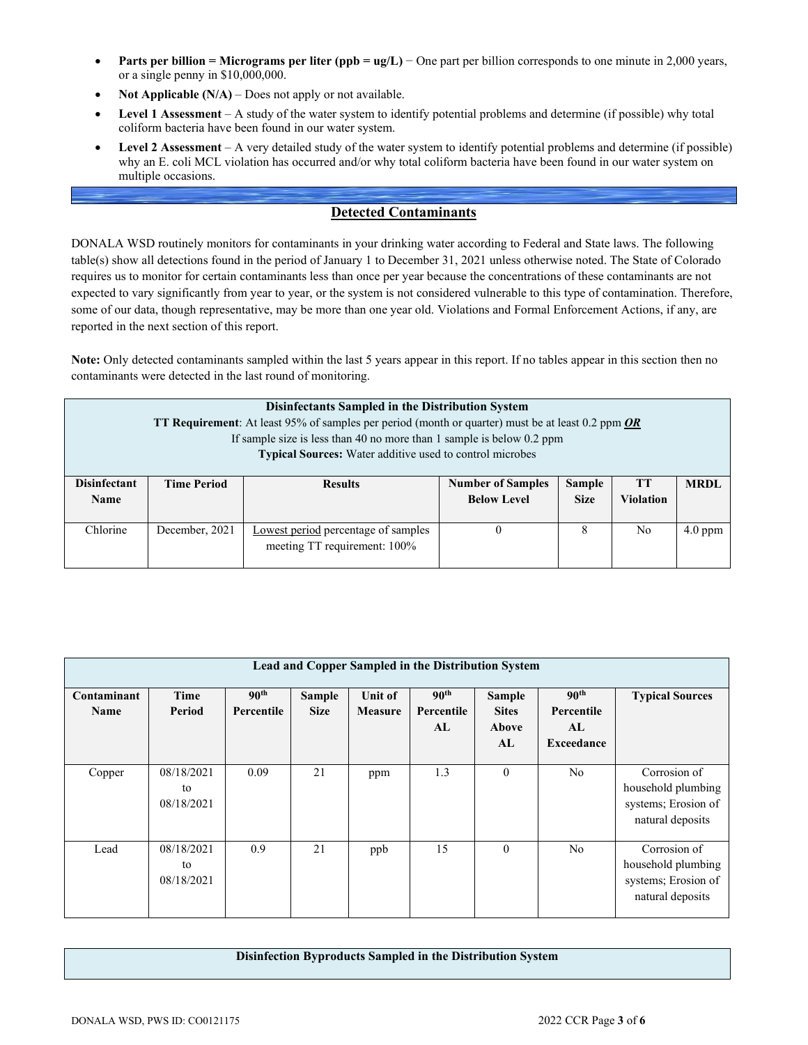- **Parts per billion = Micrograms per liter (ppb = ug/L)** − One part per billion corresponds to one minute in 2,000 years, or a single penny in $10,000,000.
- **Not Applicable (N/A)** – Does not apply or not available.
- **Level 1 Assessment** – A study of the water system to identify potential problems and determine (if possible) why total coliform bacteria have been found in our water system.
- **Level 2 Assessment** – A very detailed study of the water system to identify potential problems and determine (if possible) why an E. coli MCL violation has occurred and/or why total coliform bacteria have been found in our water system on multiple occasions.

## Detected Contaminants

DONALA WSD routinely monitors for contaminants in your drinking water according to Federal and State laws. The following table(s) show all detections found in the period of January 1 to December 31, 2021 unless otherwise noted. The State of Colorado requires us to monitor for certain contaminants less than once per year because the concentrations of these contaminants are not expected to vary significantly from year to year, or the system is not considered vulnerable to this type of contamination. Therefore, some of our data, though representative, may be more than one year old. Violations and Formal Enforcement Actions, if any, are reported in the next section of this report.

**Note:** Only detected contaminants sampled within the last 5 years appear in this report. If no tables appear in this section then no contaminants were detected in the last round of monitoring.

**Disinfectants Sampled in the Distribution System**

**TT Requirement**: At least 95% of samples per period (month or quarter) must be at least 0.2 ppm ***OR***
If sample size is less than 40 no more than 1 sample is below 0.2 ppm
**Typical Sources:** Water additive used to control microbes

| Disinfectant Name | Time Period | Results | Number of Samples Below Level | Sample Size | TT Violation | MRDL |
|---|---|---|---|---|---|---|
| Chlorine | December, 2021 | Lowest period percentage of samples meeting TT requirement: 100% | 0 | 8 | No | 4.0 ppm |

**Lead and Copper Sampled in the Distribution System**

| Contaminant Name | Time Period | 90th Percentile | Sample Size | Unit of Measure | 90th Percentile AL | Sample Sites Above AL | 90th Percentile AL Exceedance | Typical Sources |
|---|---|---|---|---|---|---|---|---|
| Copper | 08/18/2021 to 08/18/2021 | 0.09 | 21 | ppm | 1.3 | 0 | No | Corrosion of household plumbing systems; Erosion of natural deposits |
| Lead | 08/18/2021 to 08/18/2021 | 0.9 | 21 | ppb | 15 | 0 | No | Corrosion of household plumbing systems; Erosion of natural deposits |

**Disinfection Byproducts Sampled in the Distribution System**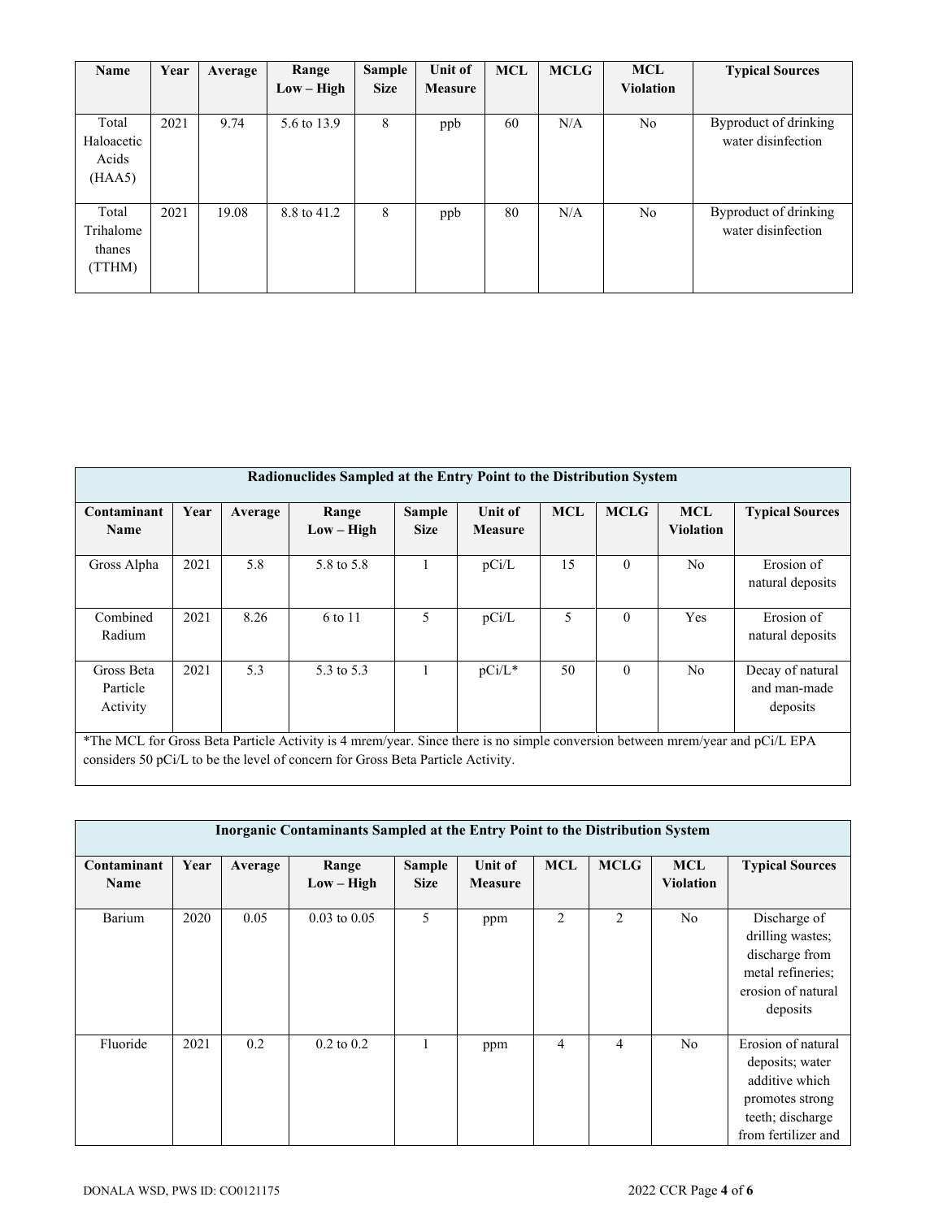| Name | Year | Average | Range Low – High | Sample Size | Unit of Measure | MCL | MCLG | MCL Violation | Typical Sources |
|---|---|---|---|---|---|---|---|---|---|
| Total Haloacetic Acids (HAA5) | 2021 | 9.74 | 5.6 to 13.9 | 8 | ppb | 60 | N/A | No | Byproduct of drinking water disinfection |
| Total Trihalomethanes (TTHM) | 2021 | 19.08 | 8.8 to 41.2 | 8 | ppb | 80 | N/A | No | Byproduct of drinking water disinfection |

| Radionuclides Sampled at the Entry Point to the Distribution System | | | | | | | | | |
|---|---|---|---|---|---|---|---|---|---|
| **Contaminant Name** | **Year** | **Average** | **Range Low – High** | **Sample Size** | **Unit of Measure** | **MCL** | **MCLG** | **MCL Violation** | **Typical Sources** |
| Gross Alpha | 2021 | 5.8 | 5.8 to 5.8 | 1 | pCi/L | 15 | 0 | No | Erosion of natural deposits |
| Combined Radium | 2021 | 8.26 | 6 to 11 | 5 | pCi/L | 5 | 0 | Yes | Erosion of natural deposits |
| Gross Beta Particle Activity | 2021 | 5.3 | 5.3 to 5.3 | 1 | pCi/L* | 50 | 0 | No | Decay of natural and man-made deposits |

*The MCL for Gross Beta Particle Activity is 4 mrem/year. Since there is no simple conversion between mrem/year and pCi/L EPA considers 50 pCi/L to be the level of concern for Gross Beta Particle Activity.

| Inorganic Contaminants Sampled at the Entry Point to the Distribution System | | | | | | | | | |
|---|---|---|---|---|---|---|---|---|---|
| **Contaminant Name** | **Year** | **Average** | **Range Low – High** | **Sample Size** | **Unit of Measure** | **MCL** | **MCLG** | **MCL Violation** | **Typical Sources** |
| Barium | 2020 | 0.05 | 0.03 to 0.05 | 5 | ppm | 2 | 2 | No | Discharge of drilling wastes; discharge from metal refineries; erosion of natural deposits |
| Fluoride | 2021 | 0.2 | 0.2 to 0.2 | 1 | ppm | 4 | 4 | No | Erosion of natural deposits; water additive which promotes strong teeth; discharge from fertilizer and |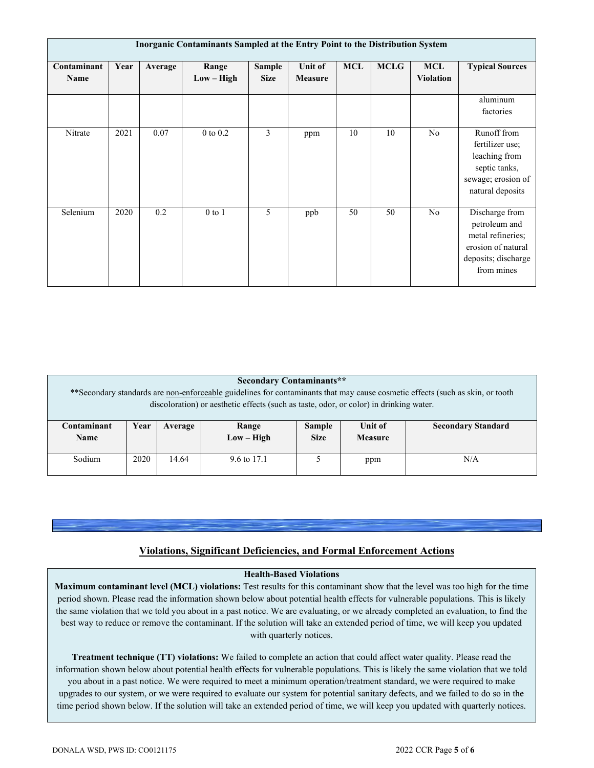| Inorganic Contaminants Sampled at the Entry Point to the Distribution System | | | | | | | | | |
|---|---|---|---|---|---|---|---|---|---|
| **Contaminant Name** | **Year** | **Average** | **Range Low – High** | **Sample Size** | **Unit of Measure** | **MCL** | **MCLG** | **MCL Violation** | **Typical Sources** |
| | | | | | | | | | aluminum factories |
| Nitrate | 2021 | 0.07 | 0 to 0.2 | 3 | ppm | 10 | 10 | No | Runoff from fertilizer use; leaching from septic tanks, sewage; erosion of natural deposits |
| Selenium | 2020 | 0.2 | 0 to 1 | 5 | ppb | 50 | 50 | No | Discharge from petroleum and metal refineries; erosion of natural deposits; discharge from mines |

| Secondary Contaminants** | | | | | | |
|---|---|---|---|---|---|---|
| **Secondary standards are non-enforceable guidelines for contaminants that may cause cosmetic effects (such as skin, or tooth discoloration) or aesthetic effects (such as taste, odor, or color) in drinking water. | | | | | | |
| **Contaminant Name** | **Year** | **Average** | **Range Low – High** | **Sample Size** | **Unit of Measure** | **Secondary Standard** |
| Sodium | 2020 | 14.64 | 9.6 to 17.1 | 5 | ppm | N/A |

## Violations, Significant Deficiencies, and Formal Enforcement Actions

### Health-Based Violations

**Maximum contaminant level (MCL) violations:** Test results for this contaminant show that the level was too high for the time period shown. Please read the information shown below about potential health effects for vulnerable populations. This is likely the same violation that we told you about in a past notice. We are evaluating, or we already completed an evaluation, to find the best way to reduce or remove the contaminant. If the solution will take an extended period of time, we will keep you updated with quarterly notices.

**Treatment technique (TT) violations:** We failed to complete an action that could affect water quality. Please read the information shown below about potential health effects for vulnerable populations. This is likely the same violation that we told you about in a past notice. We were required to meet a minimum operation/treatment standard, we were required to make upgrades to our system, or we were required to evaluate our system for potential sanitary defects, and we failed to do so in the time period shown below. If the solution will take an extended period of time, we will keep you updated with quarterly notices.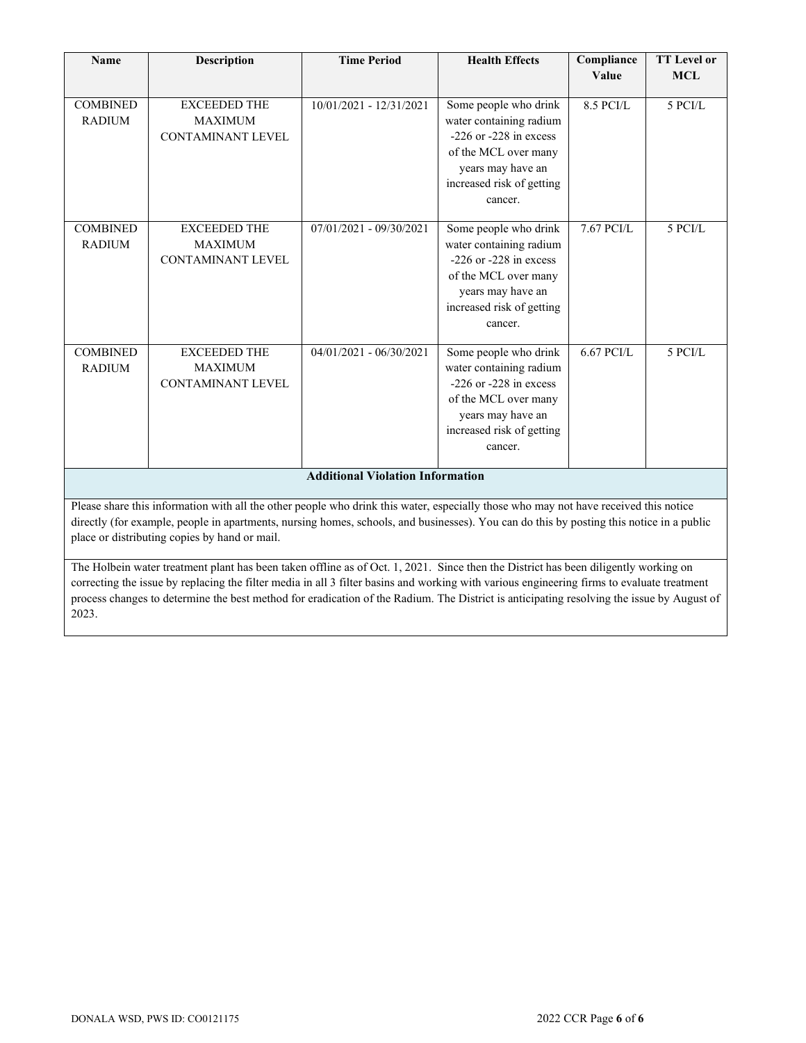| Name | Description | Time Period | Health Effects | Compliance Value | TT Level or MCL |
|---|---|---|---|---|---|
| COMBINED RADIUM | EXCEEDED THE MAXIMUM CONTAMINANT LEVEL | 10/01/2021 - 12/31/2021 | Some people who drink water containing radium -226 or -228 in excess of the MCL over many years may have an increased risk of getting cancer. | 8.5 PCI/L | 5 PCI/L |
| COMBINED RADIUM | EXCEEDED THE MAXIMUM CONTAMINANT LEVEL | 07/01/2021 - 09/30/2021 | Some people who drink water containing radium -226 or -228 in excess of the MCL over many years may have an increased risk of getting cancer. | 7.67 PCI/L | 5 PCI/L |
| COMBINED RADIUM | EXCEEDED THE MAXIMUM CONTAMINANT LEVEL | 04/01/2021 - 06/30/2021 | Some people who drink water containing radium -226 or -228 in excess of the MCL over many years may have an increased risk of getting cancer. | 6.67 PCI/L | 5 PCI/L |

**Additional Violation Information**

Please share this information with all the other people who drink this water, especially those who may not have received this notice directly (for example, people in apartments, nursing homes, schools, and businesses). You can do this by posting this notice in a public place or distributing copies by hand or mail.

The Holbein water treatment plant has been taken offline as of Oct. 1, 2021. Since then the District has been diligently working on correcting the issue by replacing the filter media in all 3 filter basins and working with various engineering firms to evaluate treatment process changes to determine the best method for eradication of the Radium. The District is anticipating resolving the issue by August of 2023.